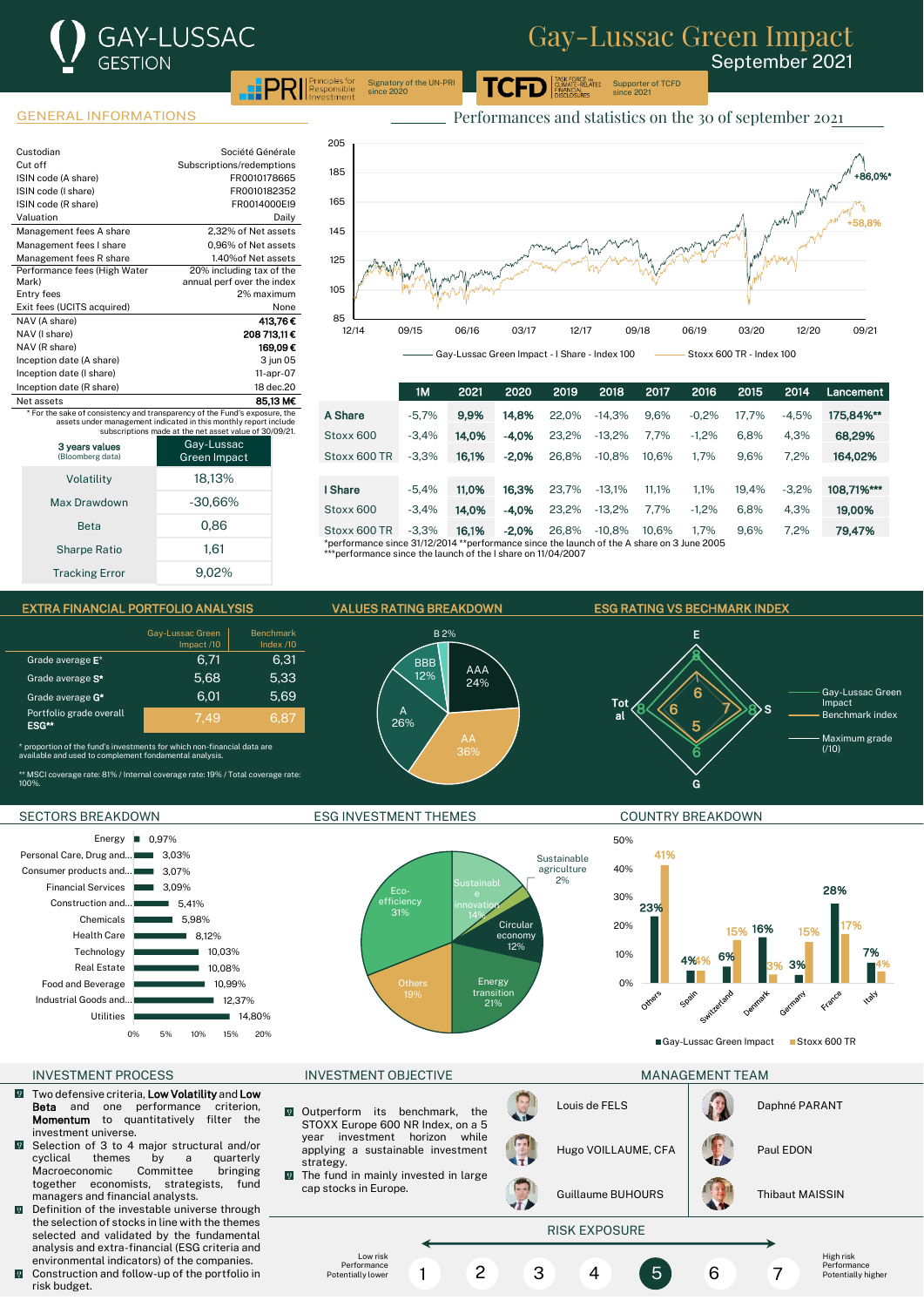# GAY-LUSSAC GESTION

# Gay-Lussac Green Impact

September 2021

PRI Principles for Responsible Investment — Signatory of the UN-PRI since 2020

TCFD Task Force on Climate-Related Financial Disclosures — Supporter of TCFD since 2021

## GENERAL INFORMATIONS

| | |
|---|---|
| Custodian | Société Générale |
| Cut off | Subscriptions/redemptions |
| ISIN code (A share) | FR0010178665 |
| ISIN code (I share) | FR0010182352 |
| ISIN code (R share) | FR0014000EI9 |
| Valuation | Daily |
| Management fees A share | 2,32% of Net assets |
| Management fees I share | 0,96% of Net assets |
| Management fees R share | 1.40%of Net assets |
| Performance fees (High Water Mark) | 20% including tax of the annual perf over the index |
| Entry fees | 2% maximum |
| Exit fees (UCITS acquired) | None |
| NAV (A share) | **413,76 €** |
| NAV (I share) | **208 713,11 €** |
| NAV (R share) | **169,09 €** |
| Inception date (A share) | 3 jun 05 |
| Inception date (I share) | 11-apr-07 |
| Inception date (R share) | 18 dec.20 |
| Net assets | **85,13 M€** |

* For the sake of consistency and transparency of the Fund's exposure, the assets under management indicated in this monthly report include subscriptions made at the net asset value of 30/09/21.

| 3 years values (Bloomberg data) | Gay-Lussac Green Impact |
|---|---|
| Volatility | 18,13% |
| Max Drawdown | -30,66% |
| Beta | 0,86 |
| Sharpe Ratio | 1,61 |
| Tracking Error | 9,02% |

## Performances and statistics on the 30 of september 2021

Gay-Lussac Green Impact - I Share - Index 100: +86,0%*
Stoxx 600 TR - Index 100: +58,8%

| | 1M | 2021 | 2020 | 2019 | 2018 | 2017 | 2016 | 2015 | 2014 | Lancement |
|---|---|---|---|---|---|---|---|---|---|---|
| **A Share** | -5,7% | **9,9%** | **14,8%** | 22,0% | -14,3% | 9,6% | -0,2% | 17,7% | -4,5% | **175,84%\*\*** |
| Stoxx 600 | -3,4% | **14,0%** | **-4,0%** | 23,2% | -13,2% | 7,7% | -1,2% | 6,8% | 4,3% | **68,29%** |
| Stoxx 600 TR | -3,3% | **16,1%** | **-2,0%** | 26,8% | -10,8% | 10,6% | 1,7% | 9,6% | 7,2% | **164,02%** |
| **I Share** | -5,4% | **11,0%** | **16,3%** | 23,7% | -13,1% | 11,1% | 1,1% | 19,4% | -3,2% | **108,71%\*\*\*** |
| Stoxx 600 | -3,4% | **14,0%** | **-4,0%** | 23,2% | -13,2% | 7,7% | -1,2% | 6,8% | 4,3% | **19,00%** |
| Stoxx 600 TR | -3,3% | **16,1%** | **-2,0%** | 26,8% | -10,8% | 10,6% | 1,7% | 9,6% | 7,2% | **79,47%** |

*performance since 31/12/2014 **performance since the launch of the A share on 3 June 2005
***performance since the launch of the I share on 11/04/2007

## EXTRA FINANCIAL PORTFOLIO ANALYSIS

| | Gay-Lussac Green Impact /10 | Benchmark Index /10 |
|---|---|---|
| Grade average **E\*** | 6,71 | 6,31 |
| Grade average **S\*** | 5,68 | 5,33 |
| Grade average **G\*** | 6,01 | 5,69 |
| Portfolio grade overall **ESG\*\*** | 7,49 | 6,87 |

* proportion of the fund's investments for which non-financial data are available and used to complement fondamental analysis.

** MSCI coverage rate: 81% / Internal coverage rate: 19% / Total coverage rate: 100%.

## VALUES RATING BREAKDOWN

- AAA: 24%
- AA: 36%
- A: 26%
- BBB: 12%
- B: 2%

## ESG RATING VS BECHMARK INDEX

- Gay-Lussac Green Impact: E 8, S 8, G 6, Total 8
- Benchmark index: E 6, S 7, G 5, Total 6
- Maximum grade (/10)

## SECTORS BREAKDOWN

| Sector | % |
|---|---|
| Energy | 0,97% |
| Personal Care, Drug and... | 3,03% |
| Consumer products and... | 3,07% |
| Financial Services | 3,09% |
| Construction and... | 5,41% |
| Chemicals | 5,98% |
| Health Care | 8,12% |
| Technology | 10,03% |
| Real Estate | 10,08% |
| Food and Beverage | 10,99% |
| Industrial Goods and... | 12,37% |
| Utilities | 14,80% |

## ESG INVESTMENT THEMES

- Eco-efficiency: 31%
- Sustainable innovation: 14%
- Sustainable agriculture: 2%
- Circular economy: 12%
- Energy transition: 21%
- Others: 19%

## COUNTRY BREAKDOWN

| Country | Gay-Lussac Green Impact | Stoxx 600 TR |
|---|---|---|
| Others | 23% | 41% |
| Spain | 4% | 4% |
| Switzerland | 6% | 15% |
| Denmark | 16% | 3% |
| Germany | 3% | 15% |
| France | 28% | 17% |
| Italy | 7% | 4% |

## INVESTMENT PROCESS

- Two defensive criteria, **Low Volatility** and **Low Beta** and one performance criterion, **Momentum** to quantitatively filter the investment universe.
- Selection of 3 to 4 major structural and/or cyclical themes by a quarterly Macroeconomic Committee bringing together economists, strategists, fund managers and financial analysts.
- Definition of the investable universe through the selection of stocks in line with the themes selected and validated by the fundamental analysis and extra-financial (ESG criteria and environmental indicators) of the companies.
- Construction and follow-up of the portfolio in risk budget.

## INVESTMENT OBJECTIVE

- Outperform its benchmark, the STOXX Europe 600 NR Index, on a 5 year investment horizon while applying a sustainable investment strategy.
- The fund in mainly invested in large cap stocks in Europe.

## MANAGEMENT TEAM

- Louis de FELS
- Daphné PARANT
- Hugo VOILLAUME, CFA
- Paul EDON
- Guillaume BUHOURS
- Thibaut MAISSIN

## RISK EXPOSURE

Low risk / Performance Potentially lower — 1 2 3 4 **5** 6 7 — High risk / Performance Potentially higher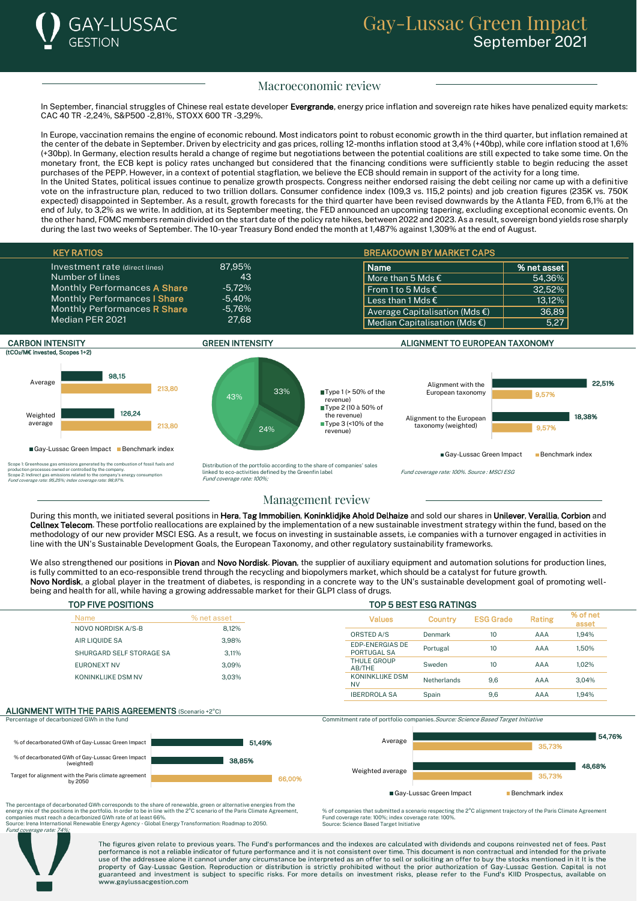# Gay-Lussac Green Impact
September 2021

## Macroeconomic review

In September, financial struggles of Chinese real estate developer **Evergrande**, energy price inflation and sovereign rate hikes have penalized equity markets: CAC 40 TR -2,24%, S&P500 -2,81%, STOXX 600 TR -3,29%.

In Europe, vaccination remains the engine of economic rebound. Most indicators point to robust economic growth in the third quarter, but inflation remained at the center of the debate in September. Driven by electricity and gas prices, rolling 12-months inflation stood at 3,4% (+40bp), while core inflation stood at 1,6% (+30bp). In Germany, election results herald a change of regime but negotiations between the potential coalitions are still expected to take some time. On the monetary front, the ECB kept is policy rates unchanged but considered that the financing conditions were sufficiently stable to begin reducing the asset purchases of the PEPP. However, in a context of potential stagflation, we believe the ECB should remain in support of the activity for a long time.

In the United States, political issues continue to penalize growth prospects. Congress neither endorsed raising the debt ceiling nor came up with a definitive vote on the infrastructure plan, reduced to two trillion dollars. Consumer confidence index (109,3 vs. 115,2 points) and job creation figures (235K vs. 750K expected) disappointed in September. As a result, growth forecasts for the third quarter have been revised downwards by the Atlanta FED, from 6,1% at the end of July, to 3,2% as we write. In addition, at its September meeting, the FED announced an upcoming tapering, excluding exceptional economic events. On the other hand, FOMC members remain divided on the start date of the policy rate hikes, between 2022 and 2023. As a result, sovereign bond yields rose sharply during the last two weeks of September. The 10-year Treasury Bond ended the month at 1,487% against 1,309% at the end of August.

### KEY RATIOS

| | |
|---|---|
| Investment rate (direct lines) | 87,95% |
| Number of lines | 43 |
| Monthly Performances **A Share** | -5,72% |
| Monthly Performances **I Share** | -5,40% |
| Monthly Performances **R Share** | -5,76% |
| Median PER 2021 | 27,68 |

### BREAKDOWN BY MARKET CAPS

| Name | % net asset |
|---|---|
| More than 5 Mds € | 54,36% |
| From 1 to 5 Mds € | 32,52% |
| Less than 1 Mds € | 13,12% |
| Average Capitalisation (Mds €) | 36,89 |
| Median Capitalisation (Mds €) | 5,27 |

### CARBON INTENSITY
(tCO2/M€ invested, Scopes 1+2)

Average: 98,15 / 213,80
Weighted average: 126,24 / 213,80

Gay-Lussac Green Impact · Benchmark index

Scope 1: Greenhouse gas emissions generated by the combustion of fossil fuels and production processes owned or controlled by the company.
Scope 2: Indirect gas emissions related to the company's energy consumption
*Fund coverage rate: 95,25%; index coverage rate: 98,97%.*

### GREEN INTENSITY

33% · 24% · 43%

Type 1 (> 50% of the revenue)
Type 2 (10 à 50% of the revenue)
Type 3 (<10% of the revenue)

Distribution of the portfolio according to the share of companies' sales linked to eco-activities defined by the Greenfin label
*Fund coverage rate: 100%;*

### ALIGNMENT TO EUROPEAN TAXONOMY

Alignment with the European taxonomy: 22,51% / 9,57%
Alignment to the European taxonomy (weighted): 18,38% / 9,57%

Gay-Lussac Green Impact · Benchmark index

*Fund coverage rate: 100%. Source : MSCI ESG*

## Management review

During this month, we initiated several positions in **Hera**, **Tag Immobilien**, **Koninklidjke Ahold Delhaize** and sold our shares in **Unilever**, **Verallia**, **Corbion** and **Cellnex Telecom**. These portfolio reallocations are explained by the implementation of a new sustainable investment strategy within the fund, based on the methodology of our new provider MSCI ESG. As a result, we focus on investing in sustainable assets, i.e companies with a turnover engaged in activities in line with the UN's Sustainable Development Goals, the European Taxonomy, and other regulatory sustainability frameworks.

We also strengthened our positions in **Piovan** and **Novo Nordisk**. **Piovan**, the supplier of auxiliary equipment and automation solutions for production lines, is fully committed to an eco-responsible trend through the recycling and biopolymers market, which should be a catalyst for future growth.
**Novo Nordisk**, a global player in the treatment of diabetes, is responding in a concrete way to the UN's sustainable development goal of promoting well-being and health for all, while having a growing addressable market for their GLP1 class of drugs.

### TOP FIVE POSITIONS

| Name | % net asset |
|---|---|
| NOVO NORDISK A/S-B | 8,12% |
| AIR LIQUIDE SA | 3,98% |
| SHURGARD SELF STORAGE SA | 3,11% |
| EURONEXT NV | 3,09% |
| KONINKLIJKE DSM NV | 3,03% |

### TOP 5 BEST ESG RATINGS

| Values | Country | ESG Grade | Rating | % of net asset |
|---|---|---|---|---|
| ORSTED A/S | Denmark | 10 | AAA | 1,94% |
| EDP-ENERGIAS DE PORTUGAL SA | Portugal | 10 | AAA | 1,50% |
| THULE GROUP AB/THE | Sweden | 10 | AAA | 1,02% |
| KONINKLIJKE DSM NV | Netherlands | 9,6 | AAA | 3,04% |
| IBERDROLA SA | Spain | 9,6 | AAA | 1,94% |

### ALIGNMENT WITH THE PARIS AGREEMENTS (Scenario +2°C)

Percentage of decarbonized GWh in the fund

% of decarbonated GWh of Gay-Lussac Green Impact: 51,49%
% of decarbonated GWh of Gay-Lussac Green Impact (weighted): 38,85%
Target for alignment with the Paris climate agreement by 2050: 66,00%

The percentage of decarbonated GWh corresponds to the share of renewable, green or alternative energies from the energy mix of the positions in the portfolio. In order to be in line with the 2°C scenario of the Paris Climate Agreement, companies must reach a decarbonized GWh rate of at least 66%.
Source: Irena International Renewable Energy Agency - Global Energy Transformation: Roadmap to 2050.
*Fund coverage rate: 74%;*

Commitment rate of portfolio companies. *Source: Science Based Target Initiative*

Average: 54,76% / 35,73%
Weighted average: 48,68% / 35,73%

Gay-Lussac Green Impact · Benchmark index

% of companies that submitted a scenario respecting the 2°C alignment trajectory of the Paris Climate Agreement
Fund coverage rate: 100%; index coverage rate: 100%.
Source: Science Based Target Initiative

The figures given relate to previous years. The Fund's performances and the indexes are calculated with dividends and coupons reinvested net of fees. Past performance is not a reliable indicator of future performance and it is not consistent over time. This document is non contractual and intended for the private use of the addressee alone it cannot under any circumstance be interpreted as an offer to sell or soliciting an offer to buy the stocks mentioned in it It is the property of Gay-Lussac Gestion. Reproduction or distribution is strictly prohibited without the prior authorization of Gay-Lussac Gestion. Capital is not guaranteed and investment is subject to specific risks. For more details on investment risks, please refer to the Fund's KIID Prospectus, available on www.gaylussacgestion.com